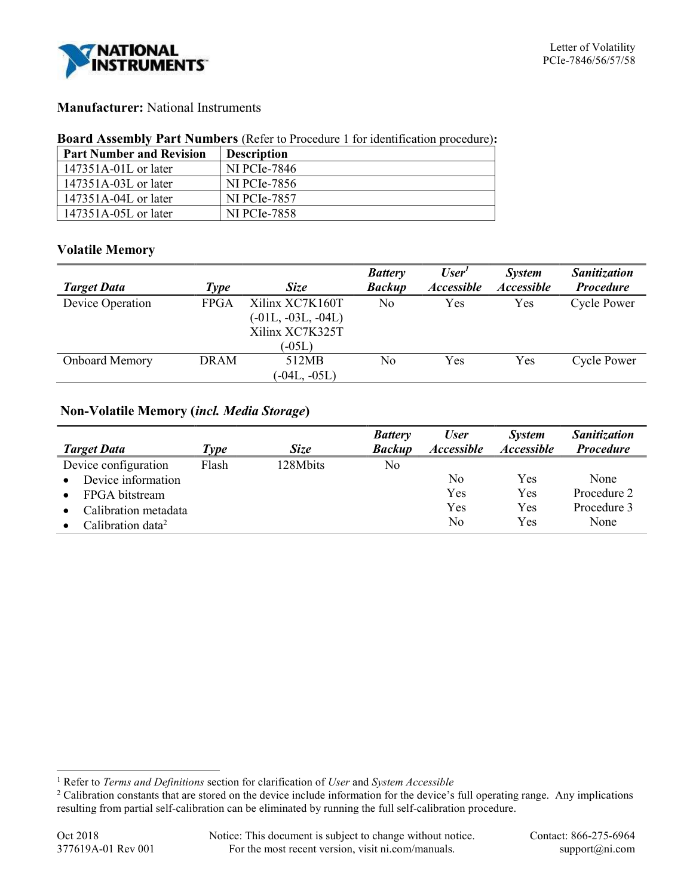**Manufacturer:** National Instruments

**Board Assembly Part Numbers** (Refer to Procedure 1 for identification procedure)**:**

| Part Number and Revision | Description |
|---|---|
| 147351A-01L or later | NI PCIe-7846 |
| 147351A-03L or later | NI PCIe-7856 |
| 147351A-04L or later | NI PCIe-7857 |
| 147351A-05L or later | NI PCIe-7858 |

### Volatile Memory

| *Target Data* | *Type* | *Size* | *Battery Backup* | *User[1] Accessible* | *System Accessible* | *Sanitization Procedure* |
|---|---|---|---|---|---|---|
| Device Operation | FPGA | Xilinx XC7K160T (-01L, -03L, -04L) Xilinx XC7K325T (-05L) | No | Yes | Yes | Cycle Power |
| Onboard Memory | DRAM | 512MB (-04L, -05L) | No | Yes | Yes | Cycle Power |

### Non-Volatile Memory (*incl. Media Storage*)

| *Target Data* | *Type* | *Size* | *Battery Backup* | *User Accessible* | *System Accessible* | *Sanitization Procedure* |
|---|---|---|---|---|---|---|
| Device configuration | Flash | 128Mbits | No | | | |
| • Device information | | | | No | Yes | None |
| • FPGA bitstream | | | | Yes | Yes | Procedure 2 |
| • Calibration metadata | | | | Yes | Yes | Procedure 3 |
| • Calibration data[2] | | | | No | Yes | None |

[1] Refer to *Terms and Definitions* section for clarification of *User* and *System Accessible*

[2] Calibration constants that are stored on the device include information for the device's full operating range. Any implications resulting from partial self-calibration can be eliminated by running the full self-calibration procedure.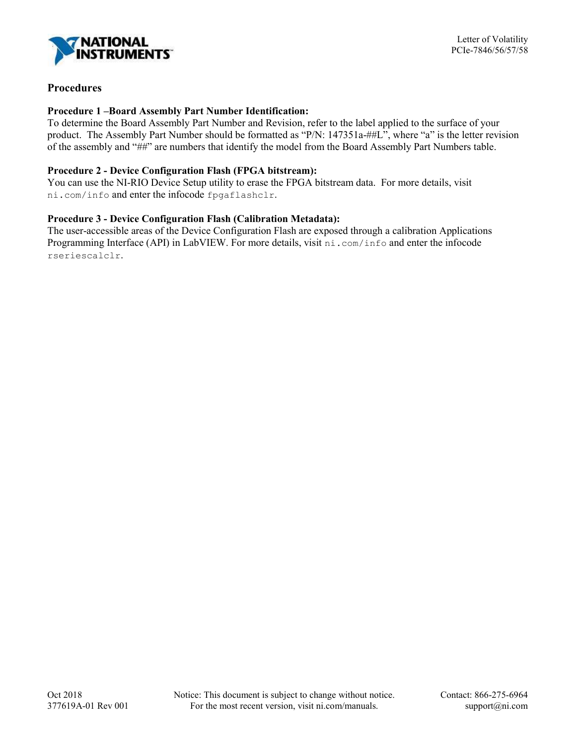## Procedures

**Procedure 1 –Board Assembly Part Number Identification:**
To determine the Board Assembly Part Number and Revision, refer to the label applied to the surface of your product. The Assembly Part Number should be formatted as "P/N: 147351a-##L", where "a" is the letter revision of the assembly and "##" are numbers that identify the model from the Board Assembly Part Numbers table.

**Procedure 2 - Device Configuration Flash (FPGA bitstream):**
You can use the NI-RIO Device Setup utility to erase the FPGA bitstream data. For more details, visit `ni.com/info` and enter the infocode `fpgaflashclr`.

**Procedure 3 - Device Configuration Flash (Calibration Metadata):**
The user-accessible areas of the Device Configuration Flash are exposed through a calibration Applications Programming Interface (API) in LabVIEW. For more details, visit `ni.com/info` and enter the infocode `rseriescalclr`.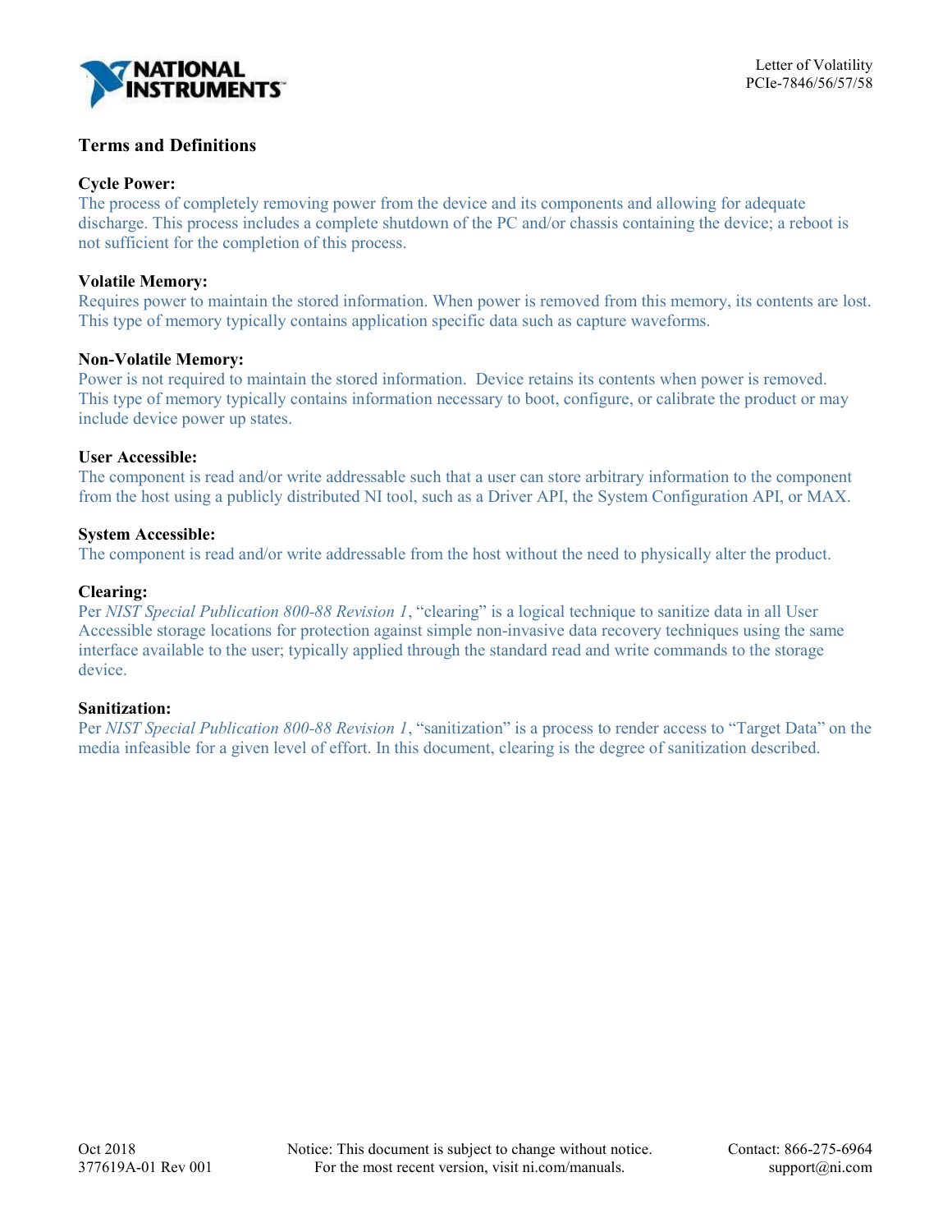## Terms and Definitions

**Cycle Power:**
The process of completely removing power from the device and its components and allowing for adequate discharge. This process includes a complete shutdown of the PC and/or chassis containing the device; a reboot is not sufficient for the completion of this process.

**Volatile Memory:**
Requires power to maintain the stored information. When power is removed from this memory, its contents are lost. This type of memory typically contains application specific data such as capture waveforms.

**Non-Volatile Memory:**
Power is not required to maintain the stored information. Device retains its contents when power is removed. This type of memory typically contains information necessary to boot, configure, or calibrate the product or may include device power up states.

**User Accessible:**
The component is read and/or write addressable such that a user can store arbitrary information to the component from the host using a publicly distributed NI tool, such as a Driver API, the System Configuration API, or MAX.

**System Accessible:**
The component is read and/or write addressable from the host without the need to physically alter the product.

**Clearing:**
Per *NIST Special Publication 800-88 Revision 1*, "clearing" is a logical technique to sanitize data in all User Accessible storage locations for protection against simple non-invasive data recovery techniques using the same interface available to the user; typically applied through the standard read and write commands to the storage device.

**Sanitization:**
Per *NIST Special Publication 800-88 Revision 1*, "sanitization" is a process to render access to "Target Data" on the media infeasible for a given level of effort. In this document, clearing is the degree of sanitization described.